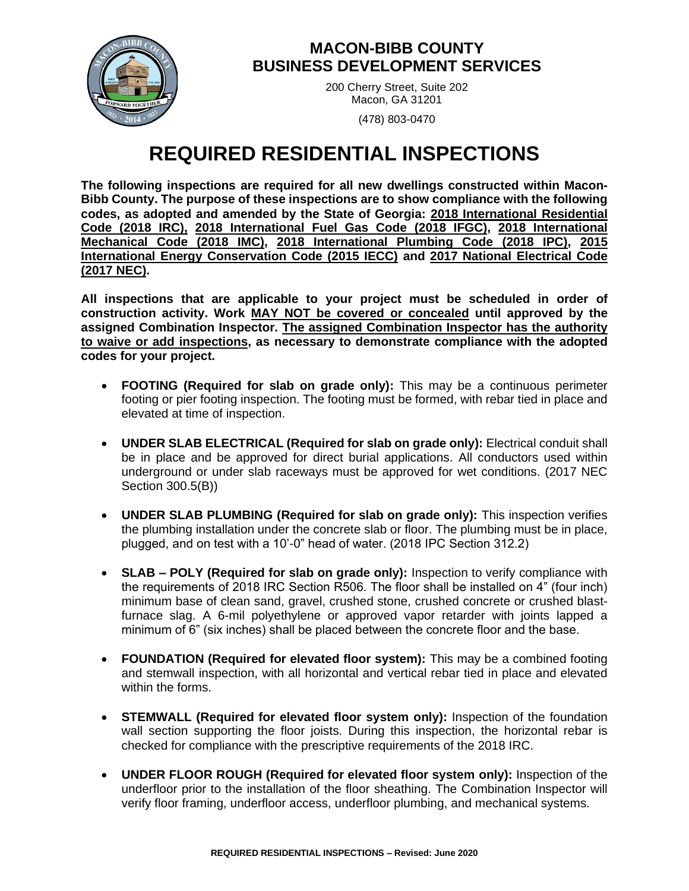**MACON-BIBB COUNTY**
**BUSINESS DEVELOPMENT SERVICES**

200 Cherry Street, Suite 202
Macon, GA 31201

(478) 803-0470

# REQUIRED RESIDENTIAL INSPECTIONS

**The following inspections are required for all new dwellings constructed within Macon-Bibb County. The purpose of these inspections are to show compliance with the following codes, as adopted and amended by the State of Georgia: <u>2018 International Residential Code (2018 IRC),</u> <u>2018 International Fuel Gas Code (2018 IFGC)</u>, <u>2018 International Mechanical Code (2018 IMC)</u>, <u>2018 International Plumbing Code (2018 IPC)</u>, <u>2015 International Energy Conservation Code (2015 IECC)</u> and <u>2017 National Electrical Code (2017 NEC)</u>.**

**All inspections that are applicable to your project must be scheduled in order of construction activity. Work <u>MAY NOT be covered or concealed</u> until approved by the assigned Combination Inspector. <u>The assigned Combination Inspector has the authority to waive or add inspections</u>, as necessary to demonstrate compliance with the adopted codes for your project.**

- **FOOTING (Required for slab on grade only):** This may be a continuous perimeter footing or pier footing inspection. The footing must be formed, with rebar tied in place and elevated at time of inspection.
- **UNDER SLAB ELECTRICAL (Required for slab on grade only):** Electrical conduit shall be in place and be approved for direct burial applications. All conductors used within underground or under slab raceways must be approved for wet conditions. (2017 NEC Section 300.5(B))
- **UNDER SLAB PLUMBING (Required for slab on grade only):** This inspection verifies the plumbing installation under the concrete slab or floor. The plumbing must be in place, plugged, and on test with a 10'-0" head of water. (2018 IPC Section 312.2)
- **SLAB – POLY (Required for slab on grade only):** Inspection to verify compliance with the requirements of 2018 IRC Section R506. The floor shall be installed on 4" (four inch) minimum base of clean sand, gravel, crushed stone, crushed concrete or crushed blast-furnace slag. A 6-mil polyethylene or approved vapor retarder with joints lapped a minimum of 6" (six inches) shall be placed between the concrete floor and the base.
- **FOUNDATION (Required for elevated floor system):** This may be a combined footing and stemwall inspection, with all horizontal and vertical rebar tied in place and elevated within the forms.
- **STEMWALL (Required for elevated floor system only):** Inspection of the foundation wall section supporting the floor joists. During this inspection, the horizontal rebar is checked for compliance with the prescriptive requirements of the 2018 IRC.
- **UNDER FLOOR ROUGH (Required for elevated floor system only):** Inspection of the underfloor prior to the installation of the floor sheathing. The Combination Inspector will verify floor framing, underfloor access, underfloor plumbing, and mechanical systems.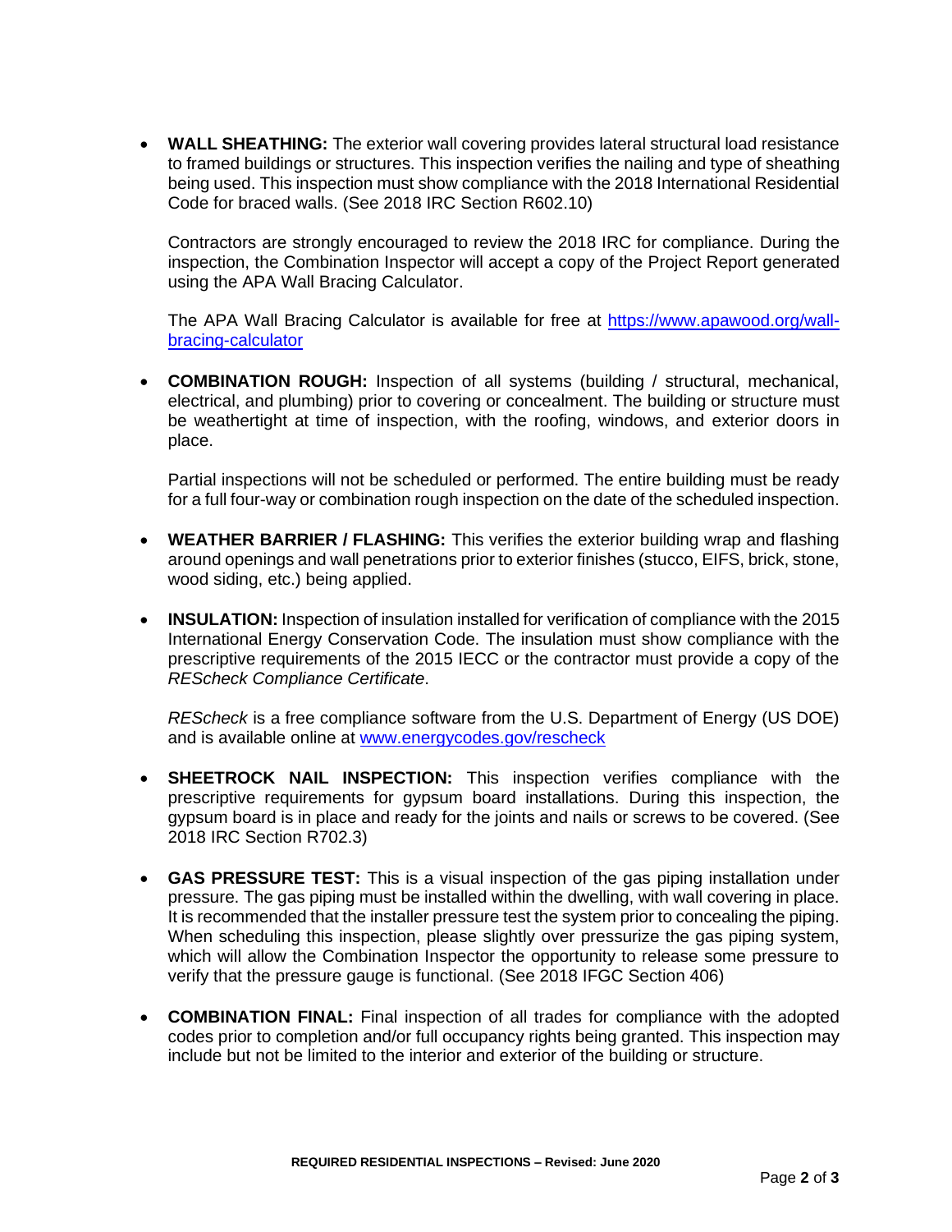- **WALL SHEATHING:** The exterior wall covering provides lateral structural load resistance to framed buildings or structures. This inspection verifies the nailing and type of sheathing being used. This inspection must show compliance with the 2018 International Residential Code for braced walls. (See 2018 IRC Section R602.10)

  Contractors are strongly encouraged to review the 2018 IRC for compliance. During the inspection, the Combination Inspector will accept a copy of the Project Report generated using the APA Wall Bracing Calculator.

  The APA Wall Bracing Calculator is available for free at [https://www.apawood.org/wall-bracing-calculator](https://www.apawood.org/wall-bracing-calculator)

- **COMBINATION ROUGH:** Inspection of all systems (building / structural, mechanical, electrical, and plumbing) prior to covering or concealment. The building or structure must be weathertight at time of inspection, with the roofing, windows, and exterior doors in place.

  Partial inspections will not be scheduled or performed. The entire building must be ready for a full four-way or combination rough inspection on the date of the scheduled inspection.

- **WEATHER BARRIER / FLASHING:** This verifies the exterior building wrap and flashing around openings and wall penetrations prior to exterior finishes (stucco, EIFS, brick, stone, wood siding, etc.) being applied.

- **INSULATION:** Inspection of insulation installed for verification of compliance with the 2015 International Energy Conservation Code. The insulation must show compliance with the prescriptive requirements of the 2015 IECC or the contractor must provide a copy of the *REScheck Compliance Certificate*.

  *REScheck* is a free compliance software from the U.S. Department of Energy (US DOE) and is available online at [www.energycodes.gov/rescheck](www.energycodes.gov/rescheck)

- **SHEETROCK NAIL INSPECTION:** This inspection verifies compliance with the prescriptive requirements for gypsum board installations. During this inspection, the gypsum board is in place and ready for the joints and nails or screws to be covered. (See 2018 IRC Section R702.3)

- **GAS PRESSURE TEST:** This is a visual inspection of the gas piping installation under pressure. The gas piping must be installed within the dwelling, with wall covering in place. It is recommended that the installer pressure test the system prior to concealing the piping. When scheduling this inspection, please slightly over pressurize the gas piping system, which will allow the Combination Inspector the opportunity to release some pressure to verify that the pressure gauge is functional. (See 2018 IFGC Section 406)

- **COMBINATION FINAL:** Final inspection of all trades for compliance with the adopted codes prior to completion and/or full occupancy rights being granted. This inspection may include but not be limited to the interior and exterior of the building or structure.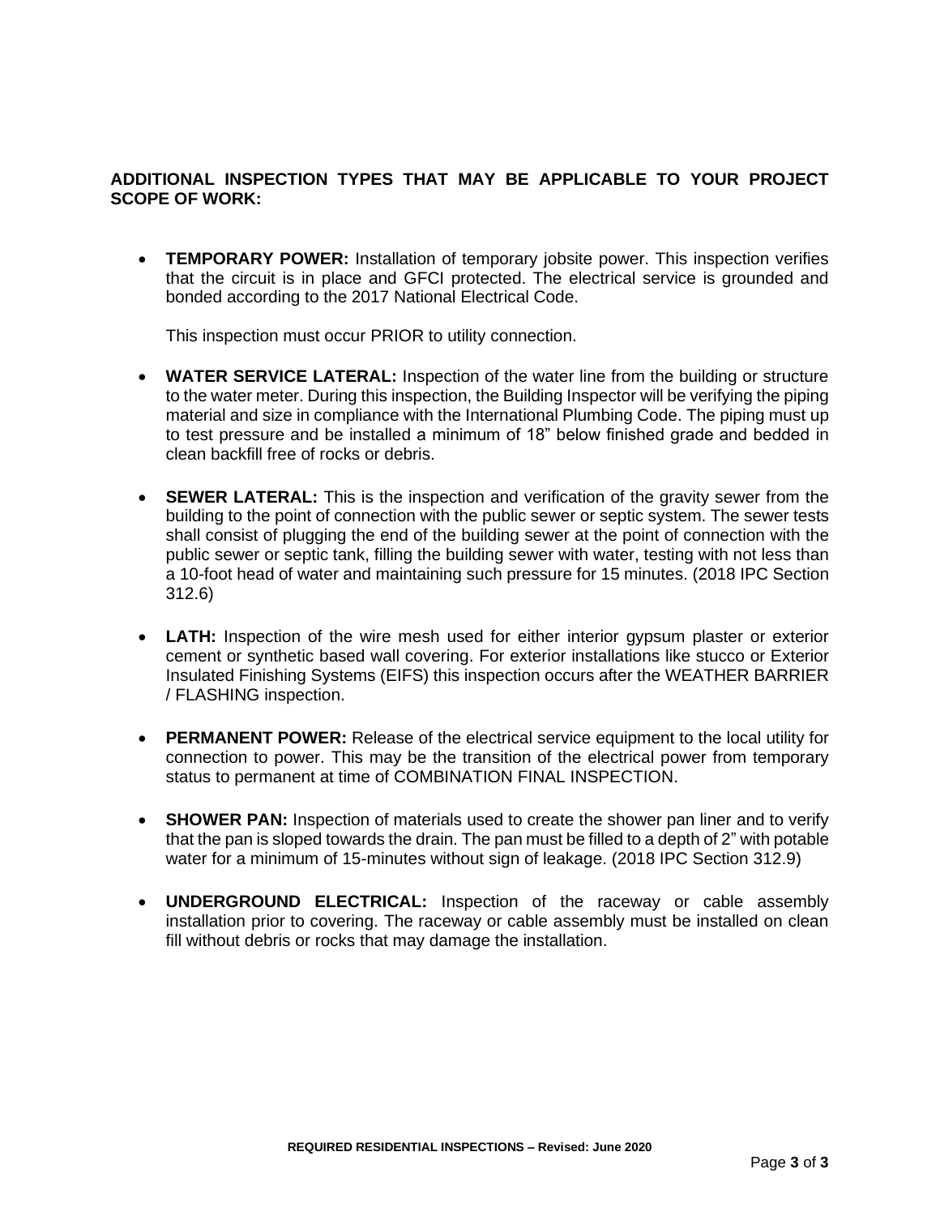**ADDITIONAL INSPECTION TYPES THAT MAY BE APPLICABLE TO YOUR PROJECT SCOPE OF WORK:**

- **TEMPORARY POWER:** Installation of temporary jobsite power. This inspection verifies that the circuit is in place and GFCI protected. The electrical service is grounded and bonded according to the 2017 National Electrical Code.

  This inspection must occur PRIOR to utility connection.

- **WATER SERVICE LATERAL:** Inspection of the water line from the building or structure to the water meter. During this inspection, the Building Inspector will be verifying the piping material and size in compliance with the International Plumbing Code. The piping must up to test pressure and be installed a minimum of 18" below finished grade and bedded in clean backfill free of rocks or debris.

- **SEWER LATERAL:** This is the inspection and verification of the gravity sewer from the building to the point of connection with the public sewer or septic system. The sewer tests shall consist of plugging the end of the building sewer at the point of connection with the public sewer or septic tank, filling the building sewer with water, testing with not less than a 10-foot head of water and maintaining such pressure for 15 minutes. (2018 IPC Section 312.6)

- **LATH:** Inspection of the wire mesh used for either interior gypsum plaster or exterior cement or synthetic based wall covering. For exterior installations like stucco or Exterior Insulated Finishing Systems (EIFS) this inspection occurs after the WEATHER BARRIER / FLASHING inspection.

- **PERMANENT POWER:** Release of the electrical service equipment to the local utility for connection to power. This may be the transition of the electrical power from temporary status to permanent at time of COMBINATION FINAL INSPECTION.

- **SHOWER PAN:** Inspection of materials used to create the shower pan liner and to verify that the pan is sloped towards the drain. The pan must be filled to a depth of 2" with potable water for a minimum of 15-minutes without sign of leakage. (2018 IPC Section 312.9)

- **UNDERGROUND ELECTRICAL:** Inspection of the raceway or cable assembly installation prior to covering. The raceway or cable assembly must be installed on clean fill without debris or rocks that may damage the installation.